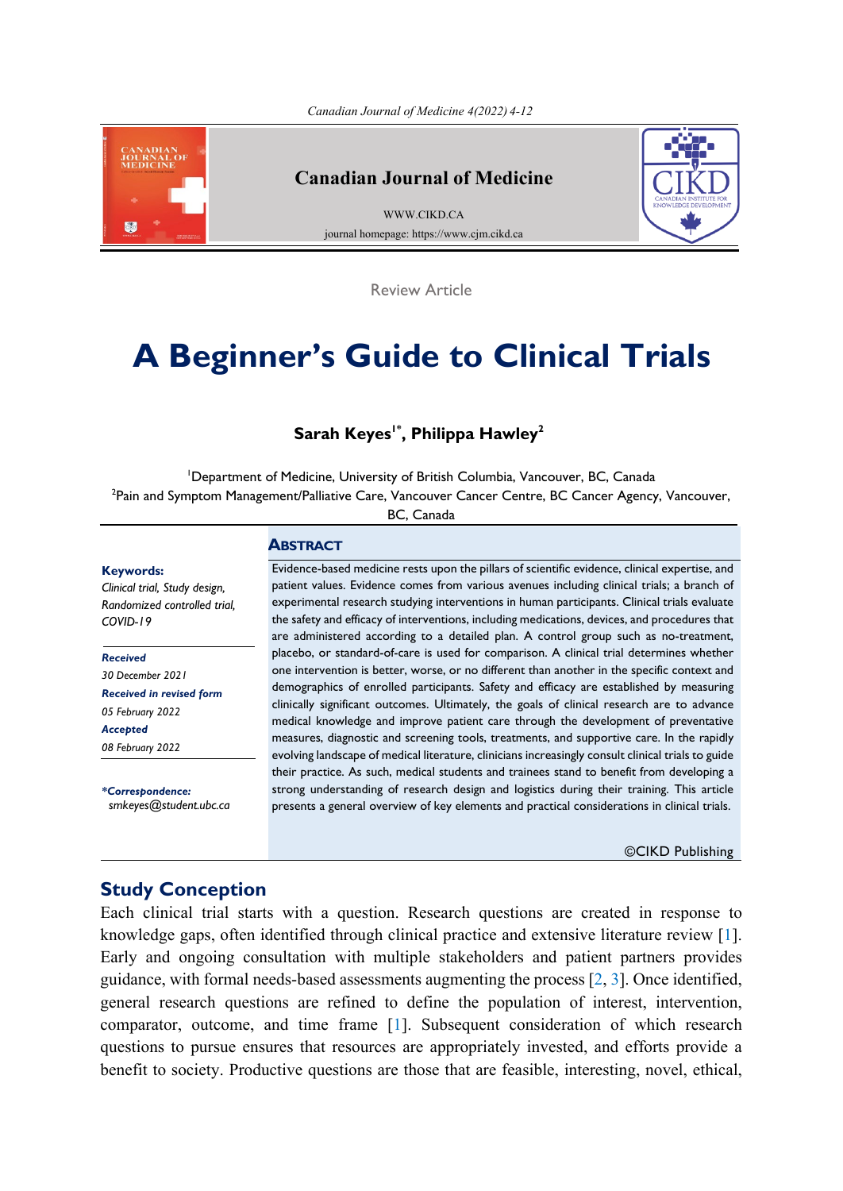Review Article

# A Beginner's Guide to Clinical Trials

**Sarah Keyes[1*], Philippa Hawley[2]**

[1]Department of Medicine, University of British Columbia, Vancouver, BC, Canada
[2]Pain and Symptom Management/Palliative Care, Vancouver Cancer Centre, BC Cancer Agency, Vancouver, BC, Canada

**Keywords:**
*Clinical trial, Study design, Randomized controlled trial, COVID-19*

***Received***
*30 December 2021*
***Received in revised form***
*05 February 2022*
***Accepted***
*08 February 2022*

***\*Correspondence:***
*smkeyes@student.ubc.ca*

## Abstract

Evidence-based medicine rests upon the pillars of scientific evidence, clinical expertise, and patient values. Evidence comes from various avenues including clinical trials; a branch of experimental research studying interventions in human participants. Clinical trials evaluate the safety and efficacy of interventions, including medications, devices, and procedures that are administered according to a detailed plan. A control group such as no-treatment, placebo, or standard-of-care is used for comparison. A clinical trial determines whether one intervention is better, worse, or no different than another in the specific context and demographics of enrolled participants. Safety and efficacy are established by measuring clinically significant outcomes. Ultimately, the goals of clinical research are to advance medical knowledge and improve patient care through the development of preventative measures, diagnostic and screening tools, treatments, and supportive care. In the rapidly evolving landscape of medical literature, clinicians increasingly consult clinical trials to guide their practice. As such, medical students and trainees stand to benefit from developing a strong understanding of research design and logistics during their training. This article presents a general overview of key elements and practical considerations in clinical trials.

©CIKD Publishing

## Study Conception

Each clinical trial starts with a question. Research questions are created in response to knowledge gaps, often identified through clinical practice and extensive literature review [1]. Early and ongoing consultation with multiple stakeholders and patient partners provides guidance, with formal needs-based assessments augmenting the process [2, 3]. Once identified, general research questions are refined to define the population of interest, intervention, comparator, outcome, and time frame [1]. Subsequent consideration of which research questions to pursue ensures that resources are appropriately invested, and efforts provide a benefit to society. Productive questions are those that are feasible, interesting, novel, ethical,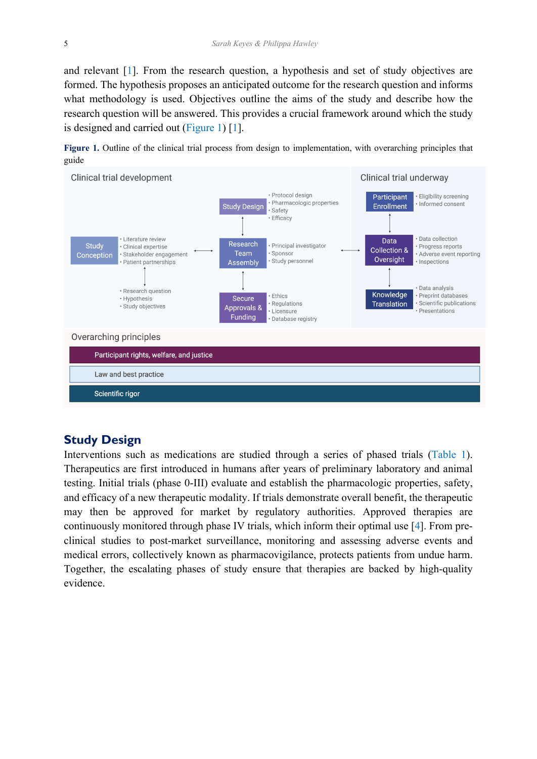and relevant [1]. From the research question, a hypothesis and set of study objectives are formed. The hypothesis proposes an anticipated outcome for the research question and informs what methodology is used. Objectives outline the aims of the study and describe how the research question will be answered. This provides a crucial framework around which the study is designed and carried out (Figure 1) [1].

**Figure 1.** Outline of the clinical trial process from design to implementation, with overarching principles that guide

Clinical trial development

- **Study Conception**
  - Literature review
  - Clinical expertise
  - Stakeholder engagement
  - Patient partnerships
  - Research question
  - Hypothesis
  - Study objectives
- **Study Design**
  - Protocol design
  - Pharmacologic properties
  - Safety
  - Efficacy
- **Research Team Assembly**
  - Principal investigator
  - Sponsor
  - Study personnel
- **Secure Approvals & Funding**
  - Ethics
  - Regulations
  - Licensure
  - Database registry

Clinical trial underway

- **Participant Enrollment**
  - Eligibility screening
  - Informed consent
- **Data Collection & Oversight**
  - Data collection
  - Progress reports
  - Adverse event reporting
  - Inspections
- **Knowledge Translation**
  - Data analysis
  - Preprint databases
  - Scientific publications
  - Presentations

Overarching principles

- Participant rights, welfare, and justice
- Law and best practice
- Scientific rigor

## Study Design

Interventions such as medications are studied through a series of phased trials (Table 1). Therapeutics are first introduced in humans after years of preliminary laboratory and animal testing. Initial trials (phase 0-III) evaluate and establish the pharmacologic properties, safety, and efficacy of a new therapeutic modality. If trials demonstrate overall benefit, the therapeutic may then be approved for market by regulatory authorities. Approved therapies are continuously monitored through phase IV trials, which inform their optimal use [4]. From pre-clinical studies to post-market surveillance, monitoring and assessing adverse events and medical errors, collectively known as pharmacovigilance, protects patients from undue harm. Together, the escalating phases of study ensure that therapies are backed by high-quality evidence.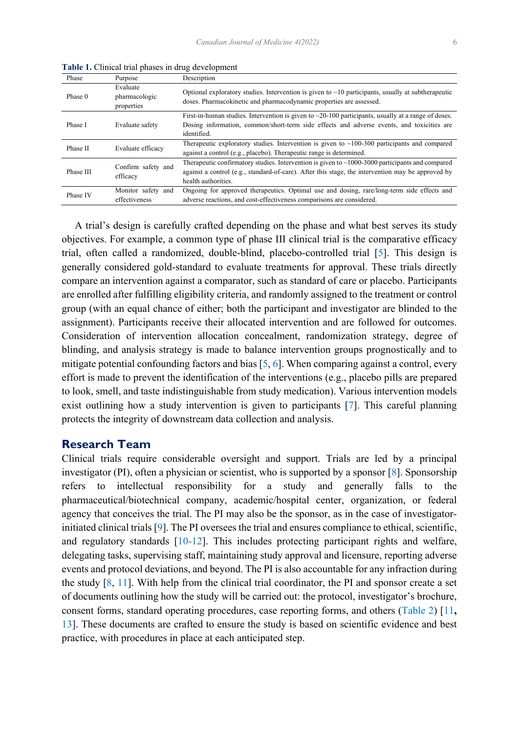**Table 1.** Clinical trial phases in drug development

| Phase | Purpose | Description |
|---|---|---|
| Phase 0 | Evaluate pharmacologic properties | Optional exploratory studies. Intervention is given to ~10 participants, usually at subtherapeutic doses. Pharmacokinetic and pharmacodynamic properties are assessed. |
| Phase I | Evaluate safety | First-in-human studies. Intervention is given to ~20-100 participants, usually at a range of doses. Dosing information, common/short-term side effects and adverse events, and toxicities are identified. |
| Phase II | Evaluate efficacy | Therapeutic exploratory studies. Intervention is given to ~100-300 participants and compared against a control (e.g., placebo). Therapeutic range is determined. |
| Phase III | Confirm safety and efficacy | Therapeutic confirmatory studies. Intervention is given to ~1000-3000 participants and compared against a control (e.g., standard-of-care). After this stage, the intervention may be approved by health authorities. |
| Phase IV | Monitor safety and effectiveness | Ongoing for approved therapeutics. Optimal use and dosing, rare/long-term side effects and adverse reactions, and cost-effectiveness comparisons are considered. |

A trial's design is carefully crafted depending on the phase and what best serves its study objectives. For example, a common type of phase III clinical trial is the comparative efficacy trial, often called a randomized, double-blind, placebo-controlled trial [5]. This design is generally considered gold-standard to evaluate treatments for approval. These trials directly compare an intervention against a comparator, such as standard of care or placebo. Participants are enrolled after fulfilling eligibility criteria, and randomly assigned to the treatment or control group (with an equal chance of either; both the participant and investigator are blinded to the assignment). Participants receive their allocated intervention and are followed for outcomes. Consideration of intervention allocation concealment, randomization strategy, degree of blinding, and analysis strategy is made to balance intervention groups prognostically and to mitigate potential confounding factors and bias [5, 6]. When comparing against a control, every effort is made to prevent the identification of the interventions (e.g., placebo pills are prepared to look, smell, and taste indistinguishable from study medication). Various intervention models exist outlining how a study intervention is given to participants [7]. This careful planning protects the integrity of downstream data collection and analysis.

## Research Team

Clinical trials require considerable oversight and support. Trials are led by a principal investigator (PI), often a physician or scientist, who is supported by a sponsor [8]. Sponsorship refers to intellectual responsibility for a study and generally falls to the pharmaceutical/biotechnical company, academic/hospital center, organization, or federal agency that conceives the trial. The PI may also be the sponsor, as in the case of investigator-initiated clinical trials [9]. The PI oversees the trial and ensures compliance to ethical, scientific, and regulatory standards [10-12]. This includes protecting participant rights and welfare, delegating tasks, supervising staff, maintaining study approval and licensure, reporting adverse events and protocol deviations, and beyond. The PI is also accountable for any infraction during the study [8, 11]. With help from the clinical trial coordinator, the PI and sponsor create a set of documents outlining how the study will be carried out: the protocol, investigator's brochure, consent forms, standard operating procedures, case reporting forms, and others (Table 2) [11, 13]. These documents are crafted to ensure the study is based on scientific evidence and best practice, with procedures in place at each anticipated step.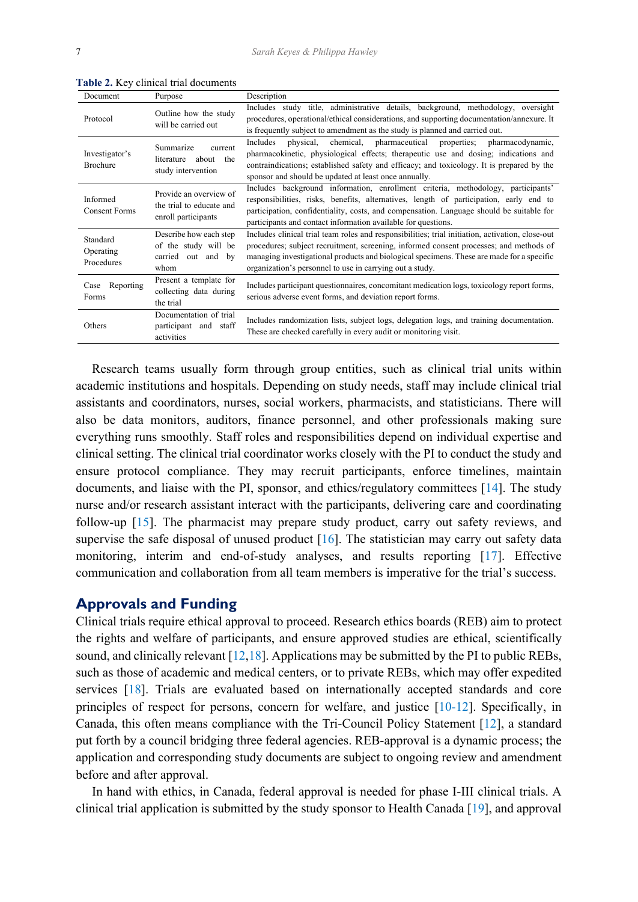**Table 2.** Key clinical trial documents

| Document | Purpose | Description |
|---|---|---|
| Protocol | Outline how the study will be carried out | Includes study title, administrative details, background, methodology, oversight procedures, operational/ethical considerations, and supporting documentation/annexure. It is frequently subject to amendment as the study is planned and carried out. |
| Investigator's Brochure | Summarize current literature about the study intervention | Includes physical, chemical, pharmaceutical properties; pharmacodynamic, pharmacokinetic, physiological effects; therapeutic use and dosing; indications and contraindications; established safety and efficacy; and toxicology. It is prepared by the sponsor and should be updated at least once annually. |
| Informed Consent Forms | Provide an overview of the trial to educate and enroll participants | Includes background information, enrollment criteria, methodology, participants' responsibilities, risks, benefits, alternatives, length of participation, early end to participation, confidentiality, costs, and compensation. Language should be suitable for participants and contact information available for questions. |
| Standard Operating Procedures | Describe how each step of the study will be carried out and by whom | Includes clinical trial team roles and responsibilities; trial initiation, activation, close-out procedures; subject recruitment, screening, informed consent processes; and methods of managing investigational products and biological specimens. These are made for a specific organization's personnel to use in carrying out a study. |
| Case Reporting Forms | Present a template for collecting data during the trial | Includes participant questionnaires, concomitant medication logs, toxicology report forms, serious adverse event forms, and deviation report forms. |
| Others | Documentation of trial participant and staff activities | Includes randomization lists, subject logs, delegation logs, and training documentation. These are checked carefully in every audit or monitoring visit. |

Research teams usually form through group entities, such as clinical trial units within academic institutions and hospitals. Depending on study needs, staff may include clinical trial assistants and coordinators, nurses, social workers, pharmacists, and statisticians. There will also be data monitors, auditors, finance personnel, and other professionals making sure everything runs smoothly. Staff roles and responsibilities depend on individual expertise and clinical setting. The clinical trial coordinator works closely with the PI to conduct the study and ensure protocol compliance. They may recruit participants, enforce timelines, maintain documents, and liaise with the PI, sponsor, and ethics/regulatory committees [14]. The study nurse and/or research assistant interact with the participants, delivering care and coordinating follow-up [15]. The pharmacist may prepare study product, carry out safety reviews, and supervise the safe disposal of unused product [16]. The statistician may carry out safety data monitoring, interim and end-of-study analyses, and results reporting [17]. Effective communication and collaboration from all team members is imperative for the trial's success.

## Approvals and Funding

Clinical trials require ethical approval to proceed. Research ethics boards (REB) aim to protect the rights and welfare of participants, and ensure approved studies are ethical, scientifically sound, and clinically relevant [12,18]. Applications may be submitted by the PI to public REBs, such as those of academic and medical centers, or to private REBs, which may offer expedited services [18]. Trials are evaluated based on internationally accepted standards and core principles of respect for persons, concern for welfare, and justice [10-12]. Specifically, in Canada, this often means compliance with the Tri-Council Policy Statement [12], a standard put forth by a council bridging three federal agencies. REB-approval is a dynamic process; the application and corresponding study documents are subject to ongoing review and amendment before and after approval.

In hand with ethics, in Canada, federal approval is needed for phase I-III clinical trials. A clinical trial application is submitted by the study sponsor to Health Canada [19], and approval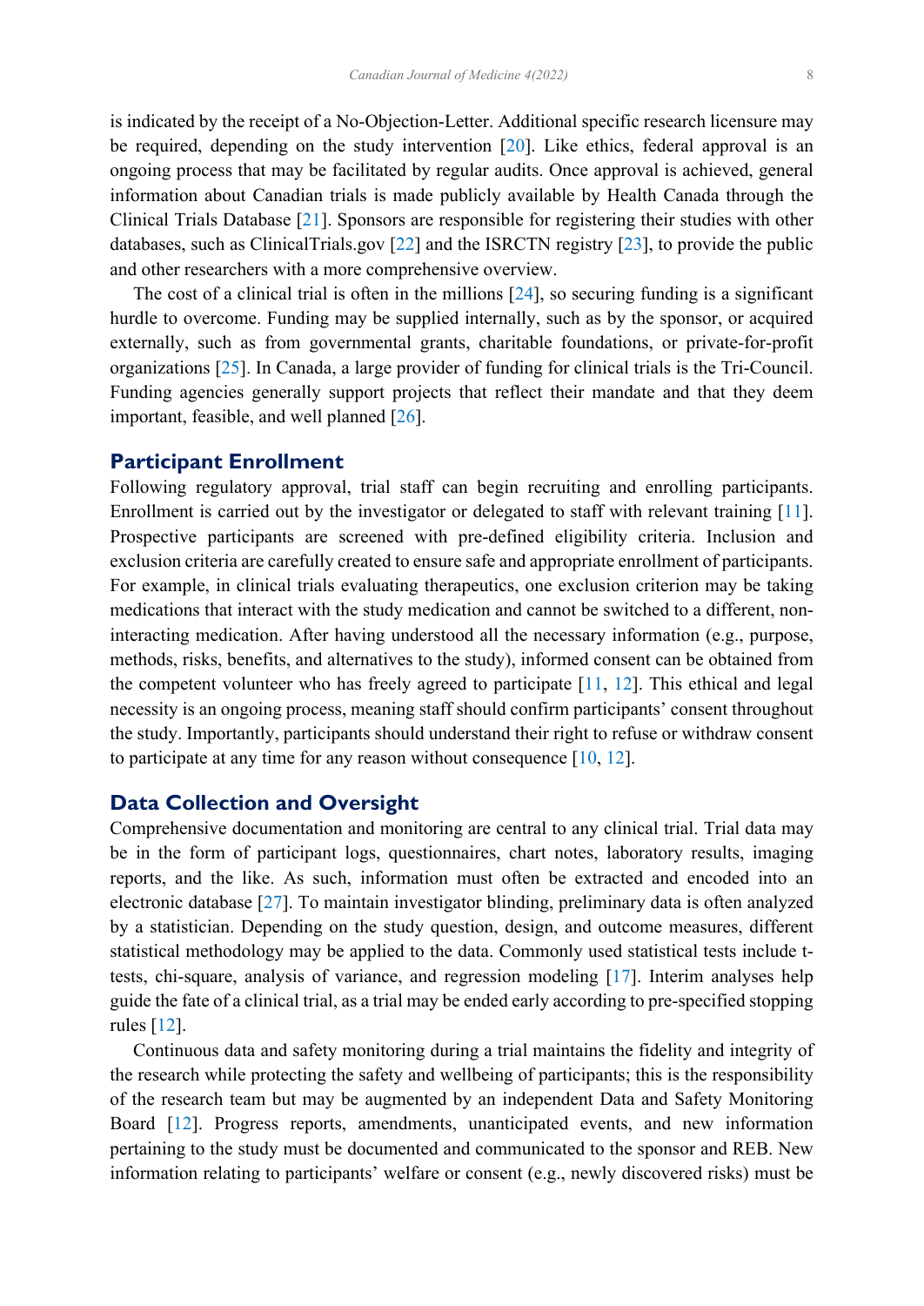is indicated by the receipt of a No-Objection-Letter. Additional specific research licensure may be required, depending on the study intervention [20]. Like ethics, federal approval is an ongoing process that may be facilitated by regular audits. Once approval is achieved, general information about Canadian trials is made publicly available by Health Canada through the Clinical Trials Database [21]. Sponsors are responsible for registering their studies with other databases, such as ClinicalTrials.gov [22] and the ISRCTN registry [23], to provide the public and other researchers with a more comprehensive overview.

The cost of a clinical trial is often in the millions [24], so securing funding is a significant hurdle to overcome. Funding may be supplied internally, such as by the sponsor, or acquired externally, such as from governmental grants, charitable foundations, or private-for-profit organizations [25]. In Canada, a large provider of funding for clinical trials is the Tri-Council. Funding agencies generally support projects that reflect their mandate and that they deem important, feasible, and well planned [26].

## Participant Enrollment

Following regulatory approval, trial staff can begin recruiting and enrolling participants. Enrollment is carried out by the investigator or delegated to staff with relevant training [11]. Prospective participants are screened with pre-defined eligibility criteria. Inclusion and exclusion criteria are carefully created to ensure safe and appropriate enrollment of participants. For example, in clinical trials evaluating therapeutics, one exclusion criterion may be taking medications that interact with the study medication and cannot be switched to a different, non-interacting medication. After having understood all the necessary information (e.g., purpose, methods, risks, benefits, and alternatives to the study), informed consent can be obtained from the competent volunteer who has freely agreed to participate [11, 12]. This ethical and legal necessity is an ongoing process, meaning staff should confirm participants' consent throughout the study. Importantly, participants should understand their right to refuse or withdraw consent to participate at any time for any reason without consequence [10, 12].

## Data Collection and Oversight

Comprehensive documentation and monitoring are central to any clinical trial. Trial data may be in the form of participant logs, questionnaires, chart notes, laboratory results, imaging reports, and the like. As such, information must often be extracted and encoded into an electronic database [27]. To maintain investigator blinding, preliminary data is often analyzed by a statistician. Depending on the study question, design, and outcome measures, different statistical methodology may be applied to the data. Commonly used statistical tests include t-tests, chi-square, analysis of variance, and regression modeling [17]. Interim analyses help guide the fate of a clinical trial, as a trial may be ended early according to pre-specified stopping rules [12].

Continuous data and safety monitoring during a trial maintains the fidelity and integrity of the research while protecting the safety and wellbeing of participants; this is the responsibility of the research team but may be augmented by an independent Data and Safety Monitoring Board [12]. Progress reports, amendments, unanticipated events, and new information pertaining to the study must be documented and communicated to the sponsor and REB. New information relating to participants' welfare or consent (e.g., newly discovered risks) must be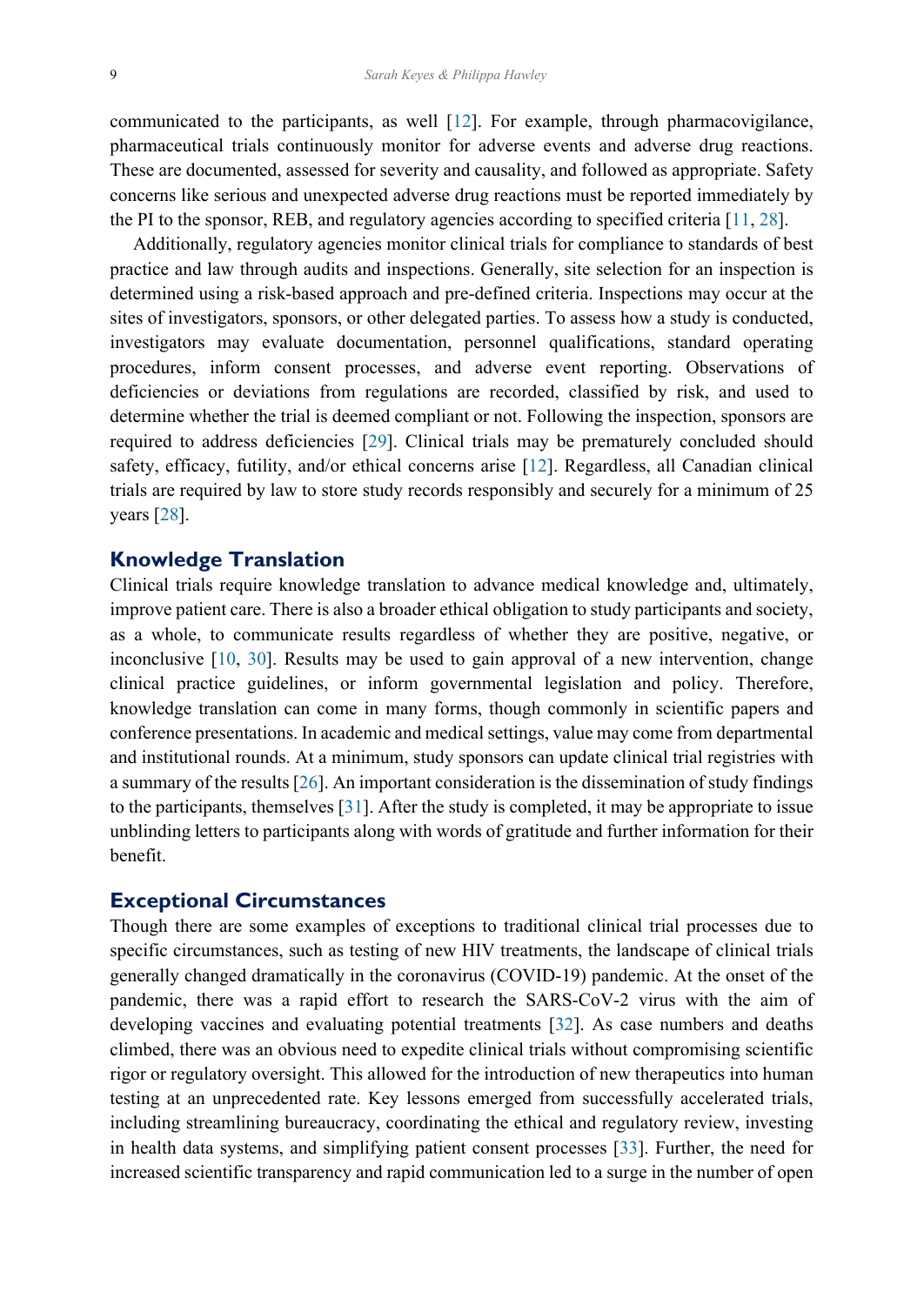communicated to the participants, as well [12]. For example, through pharmacovigilance, pharmaceutical trials continuously monitor for adverse events and adverse drug reactions. These are documented, assessed for severity and causality, and followed as appropriate. Safety concerns like serious and unexpected adverse drug reactions must be reported immediately by the PI to the sponsor, REB, and regulatory agencies according to specified criteria [11, 28].

Additionally, regulatory agencies monitor clinical trials for compliance to standards of best practice and law through audits and inspections. Generally, site selection for an inspection is determined using a risk-based approach and pre-defined criteria. Inspections may occur at the sites of investigators, sponsors, or other delegated parties. To assess how a study is conducted, investigators may evaluate documentation, personnel qualifications, standard operating procedures, inform consent processes, and adverse event reporting. Observations of deficiencies or deviations from regulations are recorded, classified by risk, and used to determine whether the trial is deemed compliant or not. Following the inspection, sponsors are required to address deficiencies [29]. Clinical trials may be prematurely concluded should safety, efficacy, futility, and/or ethical concerns arise [12]. Regardless, all Canadian clinical trials are required by law to store study records responsibly and securely for a minimum of 25 years [28].

## Knowledge Translation

Clinical trials require knowledge translation to advance medical knowledge and, ultimately, improve patient care. There is also a broader ethical obligation to study participants and society, as a whole, to communicate results regardless of whether they are positive, negative, or inconclusive [10, 30]. Results may be used to gain approval of a new intervention, change clinical practice guidelines, or inform governmental legislation and policy. Therefore, knowledge translation can come in many forms, though commonly in scientific papers and conference presentations. In academic and medical settings, value may come from departmental and institutional rounds. At a minimum, study sponsors can update clinical trial registries with a summary of the results [26]. An important consideration is the dissemination of study findings to the participants, themselves [31]. After the study is completed, it may be appropriate to issue unblinding letters to participants along with words of gratitude and further information for their benefit.

## Exceptional Circumstances

Though there are some examples of exceptions to traditional clinical trial processes due to specific circumstances, such as testing of new HIV treatments, the landscape of clinical trials generally changed dramatically in the coronavirus (COVID-19) pandemic. At the onset of the pandemic, there was a rapid effort to research the SARS-CoV-2 virus with the aim of developing vaccines and evaluating potential treatments [32]. As case numbers and deaths climbed, there was an obvious need to expedite clinical trials without compromising scientific rigor or regulatory oversight. This allowed for the introduction of new therapeutics into human testing at an unprecedented rate. Key lessons emerged from successfully accelerated trials, including streamlining bureaucracy, coordinating the ethical and regulatory review, investing in health data systems, and simplifying patient consent processes [33]. Further, the need for increased scientific transparency and rapid communication led to a surge in the number of open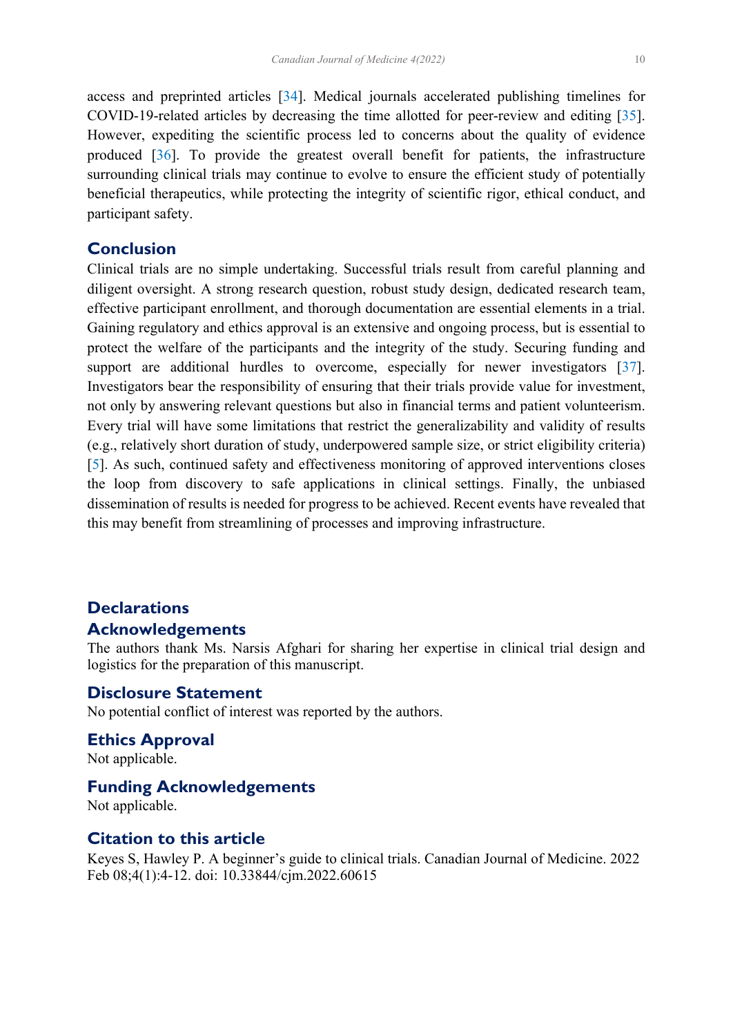access and preprinted articles [34]. Medical journals accelerated publishing timelines for COVID-19-related articles by decreasing the time allotted for peer-review and editing [35]. However, expediting the scientific process led to concerns about the quality of evidence produced [36]. To provide the greatest overall benefit for patients, the infrastructure surrounding clinical trials may continue to evolve to ensure the efficient study of potentially beneficial therapeutics, while protecting the integrity of scientific rigor, ethical conduct, and participant safety.

## Conclusion

Clinical trials are no simple undertaking. Successful trials result from careful planning and diligent oversight. A strong research question, robust study design, dedicated research team, effective participant enrollment, and thorough documentation are essential elements in a trial. Gaining regulatory and ethics approval is an extensive and ongoing process, but is essential to protect the welfare of the participants and the integrity of the study. Securing funding and support are additional hurdles to overcome, especially for newer investigators [37]. Investigators bear the responsibility of ensuring that their trials provide value for investment, not only by answering relevant questions but also in financial terms and patient volunteerism. Every trial will have some limitations that restrict the generalizability and validity of results (e.g., relatively short duration of study, underpowered sample size, or strict eligibility criteria) [5]. As such, continued safety and effectiveness monitoring of approved interventions closes the loop from discovery to safe applications in clinical settings. Finally, the unbiased dissemination of results is needed for progress to be achieved. Recent events have revealed that this may benefit from streamlining of processes and improving infrastructure.

## Declarations

### Acknowledgements

The authors thank Ms. Narsis Afghari for sharing her expertise in clinical trial design and logistics for the preparation of this manuscript.

### Disclosure Statement

No potential conflict of interest was reported by the authors.

### Ethics Approval

Not applicable.

### Funding Acknowledgements

Not applicable.

### Citation to this article

Keyes S, Hawley P. A beginner's guide to clinical trials. Canadian Journal of Medicine. 2022 Feb 08;4(1):4-12. doi: 10.33844/cjm.2022.60615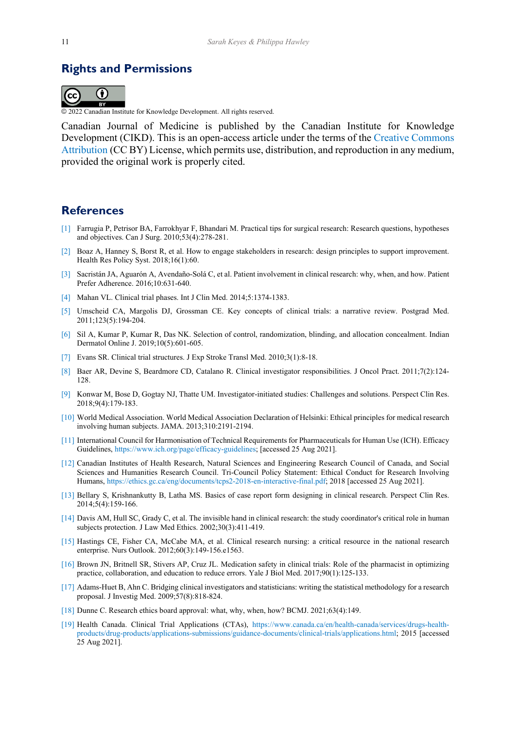## Rights and Permissions

© 2022 Canadian Institute for Knowledge Development. All rights reserved.

Canadian Journal of Medicine is published by the Canadian Institute for Knowledge Development (CIKD). This is an open-access article under the terms of the Creative Commons Attribution (CC BY) License, which permits use, distribution, and reproduction in any medium, provided the original work is properly cited.

## References

[1] Farrugia P, Petrisor BA, Farrokhyar F, Bhandari M. Practical tips for surgical research: Research questions, hypotheses and objectives. Can J Surg. 2010;53(4):278-281.

[2] Boaz A, Hanney S, Borst R, et al. How to engage stakeholders in research: design principles to support improvement. Health Res Policy Syst. 2018;16(1):60.

[3] Sacristán JA, Aguarón A, Avendaño-Solá C, et al. Patient involvement in clinical research: why, when, and how. Patient Prefer Adherence. 2016;10:631-640.

[4] Mahan VL. Clinical trial phases. Int J Clin Med. 2014;5:1374-1383.

[5] Umscheid CA, Margolis DJ, Grossman CE. Key concepts of clinical trials: a narrative review. Postgrad Med. 2011;123(5):194-204.

[6] Sil A, Kumar P, Kumar R, Das NK. Selection of control, randomization, blinding, and allocation concealment. Indian Dermatol Online J. 2019;10(5):601-605.

[7] Evans SR. Clinical trial structures. J Exp Stroke Transl Med. 2010;3(1):8-18.

[8] Baer AR, Devine S, Beardmore CD, Catalano R. Clinical investigator responsibilities. J Oncol Pract. 2011;7(2):124-128.

[9] Konwar M, Bose D, Gogtay NJ, Thatte UM. Investigator-initiated studies: Challenges and solutions. Perspect Clin Res. 2018;9(4):179-183.

[10] World Medical Association. World Medical Association Declaration of Helsinki: Ethical principles for medical research involving human subjects. JAMA. 2013;310:2191-2194.

[11] International Council for Harmonisation of Technical Requirements for Pharmaceuticals for Human Use (ICH). Efficacy Guidelines, https://www.ich.org/page/efficacy-guidelines; [accessed 25 Aug 2021].

[12] Canadian Institutes of Health Research, Natural Sciences and Engineering Research Council of Canada, and Social Sciences and Humanities Research Council. Tri-Council Policy Statement: Ethical Conduct for Research Involving Humans, https://ethics.gc.ca/eng/documents/tcps2-2018-en-interactive-final.pdf; 2018 [accessed 25 Aug 2021].

[13] Bellary S, Krishnankutty B, Latha MS. Basics of case report form designing in clinical research. Perspect Clin Res. 2014;5(4):159-166.

[14] Davis AM, Hull SC, Grady C, et al. The invisible hand in clinical research: the study coordinator's critical role in human subjects protection. J Law Med Ethics. 2002;30(3):411-419.

[15] Hastings CE, Fisher CA, McCabe MA, et al. Clinical research nursing: a critical resource in the national research enterprise. Nurs Outlook. 2012;60(3):149-156.e1563.

[16] Brown JN, Britnell SR, Stivers AP, Cruz JL. Medication safety in clinical trials: Role of the pharmacist in optimizing practice, collaboration, and education to reduce errors. Yale J Biol Med. 2017;90(1):125-133.

[17] Adams-Huet B, Ahn C. Bridging clinical investigators and statisticians: writing the statistical methodology for a research proposal. J Investig Med. 2009;57(8):818-824.

[18] Dunne C. Research ethics board approval: what, why, when, how? BCMJ. 2021;63(4):149.

[19] Health Canada. Clinical Trial Applications (CTAs), https://www.canada.ca/en/health-canada/services/drugs-health-products/drug-products/applications-submissions/guidance-documents/clinical-trials/applications.html; 2015 [accessed 25 Aug 2021].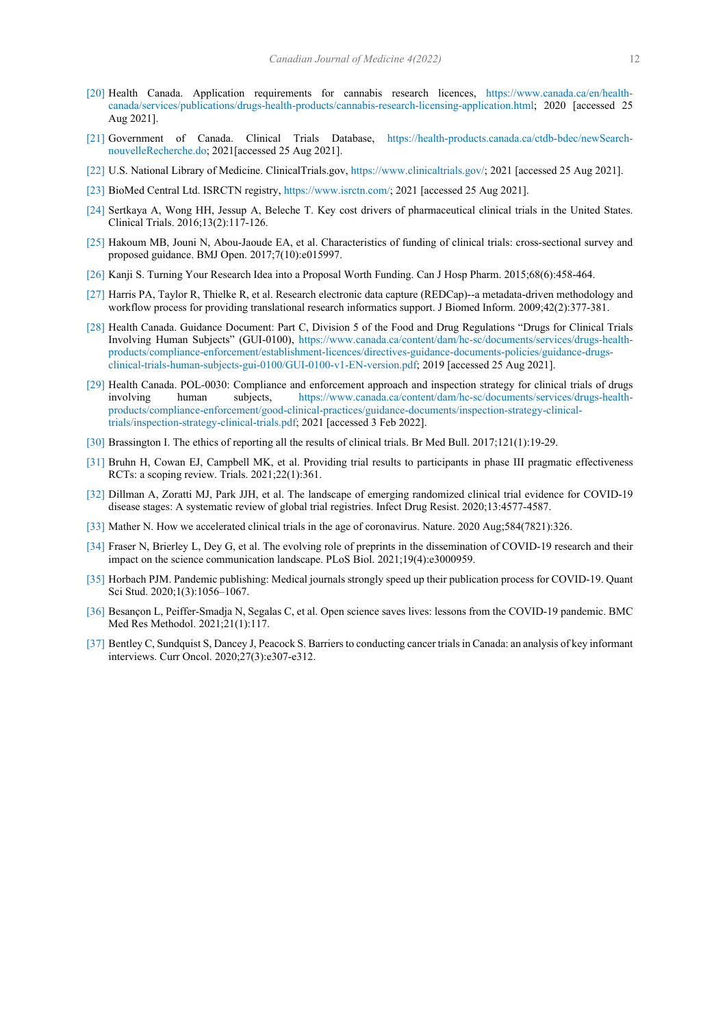[20] Health Canada. Application requirements for cannabis research licences, https://www.canada.ca/en/health-canada/services/publications/drugs-health-products/cannabis-research-licensing-application.html; 2020 [accessed 25 Aug 2021].

[21] Government of Canada. Clinical Trials Database, https://health-products.canada.ca/ctdb-bdec/newSearch-nouvelleRecherche.do; 2021[accessed 25 Aug 2021].

[22] U.S. National Library of Medicine. ClinicalTrials.gov, https://www.clinicaltrials.gov/; 2021 [accessed 25 Aug 2021].

[23] BioMed Central Ltd. ISRCTN registry, https://www.isrctn.com/; 2021 [accessed 25 Aug 2021].

[24] Sertkaya A, Wong HH, Jessup A, Beleche T. Key cost drivers of pharmaceutical clinical trials in the United States. Clinical Trials. 2016;13(2):117-126.

[25] Hakoum MB, Jouni N, Abou-Jaoude EA, et al. Characteristics of funding of clinical trials: cross-sectional survey and proposed guidance. BMJ Open. 2017;7(10):e015997.

[26] Kanji S. Turning Your Research Idea into a Proposal Worth Funding. Can J Hosp Pharm. 2015;68(6):458-464.

[27] Harris PA, Taylor R, Thielke R, et al. Research electronic data capture (REDCap)--a metadata-driven methodology and workflow process for providing translational research informatics support. J Biomed Inform. 2009;42(2):377-381.

[28] Health Canada. Guidance Document: Part C, Division 5 of the Food and Drug Regulations “Drugs for Clinical Trials Involving Human Subjects” (GUI-0100), https://www.canada.ca/content/dam/hc-sc/documents/services/drugs-health-products/compliance-enforcement/establishment-licences/directives-guidance-documents-policies/guidance-drugs-clinical-trials-human-subjects-gui-0100/GUI-0100-v1-EN-version.pdf; 2019 [accessed 25 Aug 2021].

[29] Health Canada. POL-0030: Compliance and enforcement approach and inspection strategy for clinical trials of drugs involving human subjects, https://www.canada.ca/content/dam/hc-sc/documents/services/drugs-health-products/compliance-enforcement/good-clinical-practices/guidance-documents/inspection-strategy-clinical-trials/inspection-strategy-clinical-trials.pdf; 2021 [accessed 3 Feb 2022].

[30] Brassington I. The ethics of reporting all the results of clinical trials. Br Med Bull. 2017;121(1):19-29.

[31] Bruhn H, Cowan EJ, Campbell MK, et al. Providing trial results to participants in phase III pragmatic effectiveness RCTs: a scoping review. Trials. 2021;22(1):361.

[32] Dillman A, Zoratti MJ, Park JJH, et al. The landscape of emerging randomized clinical trial evidence for COVID-19 disease stages: A systematic review of global trial registries. Infect Drug Resist. 2020;13:4577-4587.

[33] Mather N. How we accelerated clinical trials in the age of coronavirus. Nature. 2020 Aug;584(7821):326.

[34] Fraser N, Brierley L, Dey G, et al. The evolving role of preprints in the dissemination of COVID-19 research and their impact on the science communication landscape. PLoS Biol. 2021;19(4):e3000959.

[35] Horbach PJM. Pandemic publishing: Medical journals strongly speed up their publication process for COVID-19. Quant Sci Stud. 2020;1(3):1056–1067.

[36] Besançon L, Peiffer-Smadja N, Segalas C, et al. Open science saves lives: lessons from the COVID-19 pandemic. BMC Med Res Methodol. 2021;21(1):117.

[37] Bentley C, Sundquist S, Dancey J, Peacock S. Barriers to conducting cancer trials in Canada: an analysis of key informant interviews. Curr Oncol. 2020;27(3):e307-e312.